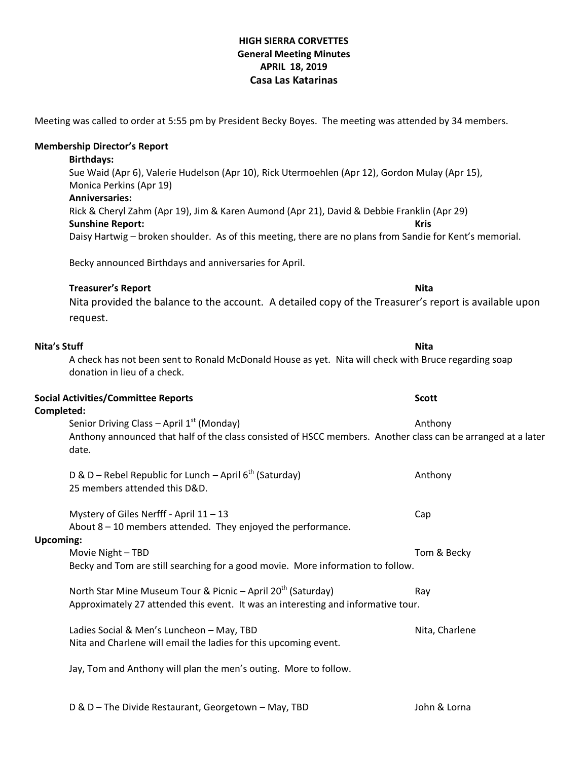# HIGH SIERRA CORVETTES
## General Meeting Minutes
## APRIL 18, 2019
## Casa Las Katarinas

Meeting was called to order at 5:55 pm by President Becky Boyes. The meeting was attended by 34 members.

**Membership Director's Report**

**Birthdays:**
Sue Waid (Apr 6), Valerie Hudelson (Apr 10), Rick Utermoehlen (Apr 12), Gordon Mulay (Apr 15), Monica Perkins (Apr 19)

**Anniversaries:**
Rick & Cheryl Zahm (Apr 19), Jim & Karen Aumond (Apr 21), David & Debbie Franklin (Apr 29)

**Sunshine Report:** **Kris**

Daisy Hartwig – broken shoulder. As of this meeting, there are no plans from Sandie for Kent's memorial.

Becky announced Birthdays and anniversaries for April.

**Treasurer's Report** **Nita**

Nita provided the balance to the account. A detailed copy of the Treasurer's report is available upon request.

**Nita's Stuff** **Nita**

A check has not been sent to Ronald McDonald House as yet. Nita will check with Bruce regarding soap donation in lieu of a check.

**Social Activities/Committee Reports** **Scott**

**Completed:**

Senior Driving Class – April 1st (Monday) — Anthony
Anthony announced that half of the class consisted of HSCC members. Another class can be arranged at a later date.

D & D – Rebel Republic for Lunch – April 6th (Saturday) — Anthony
25 members attended this D&D.

Mystery of Giles Nerfff - April 11 – 13 — Cap
About 8 – 10 members attended. They enjoyed the performance.

**Upcoming:**

Movie Night – TBD — Tom & Becky
Becky and Tom are still searching for a good movie. More information to follow.

North Star Mine Museum Tour & Picnic – April 20th (Saturday) — Ray
Approximately 27 attended this event. It was an interesting and informative tour.

Ladies Social & Men's Luncheon – May, TBD — Nita, Charlene
Nita and Charlene will email the ladies for this upcoming event.

Jay, Tom and Anthony will plan the men's outing. More to follow.

D & D – The Divide Restaurant, Georgetown – May, TBD — John & Lorna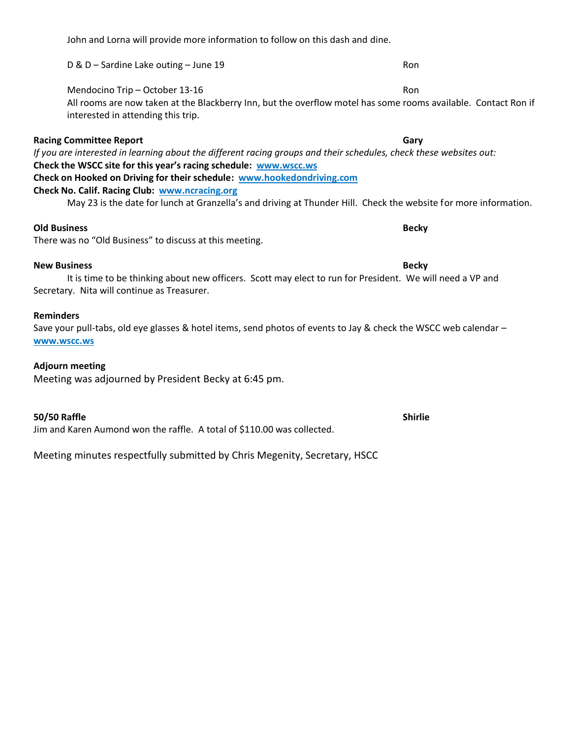John and Lorna will provide more information to follow on this dash and dine.

D & D – Sardine Lake outing – June 19 Ron

Mendocino Trip – October 13-16 Ron

All rooms are now taken at the Blackberry Inn, but the overflow motel has some rooms available. Contact Ron if interested in attending this trip.

**Racing Committee Report** **Gary**

*If you are interested in learning about the different racing groups and their schedules, check these websites out:*

**Check the WSCC site for this year's racing schedule: [www.wscc.ws](http://www.wscc.ws)**

**Check on Hooked on Driving for their schedule: [www.hookedondriving.com](http://www.hookedondriving.com)**

**Check No. Calif. Racing Club: [www.ncracing.org](http://www.ncracing.org)**

May 23 is the date for lunch at Granzella's and driving at Thunder Hill. Check the website for more information.

**Old Business** **Becky**

There was no "Old Business" to discuss at this meeting.

**New Business** **Becky**

It is time to be thinking about new officers. Scott may elect to run for President. We will need a VP and Secretary. Nita will continue as Treasurer.

**Reminders**

Save your pull-tabs, old eye glasses & hotel items, send photos of events to Jay & check the WSCC web calendar – [www.wscc.ws](http://www.wscc.ws)

**Adjourn meeting**

Meeting was adjourned by President Becky at 6:45 pm.

**50/50 Raffle** **Shirlie**

Jim and Karen Aumond won the raffle. A total of $110.00 was collected.

Meeting minutes respectfully submitted by Chris Megenity, Secretary, HSCC